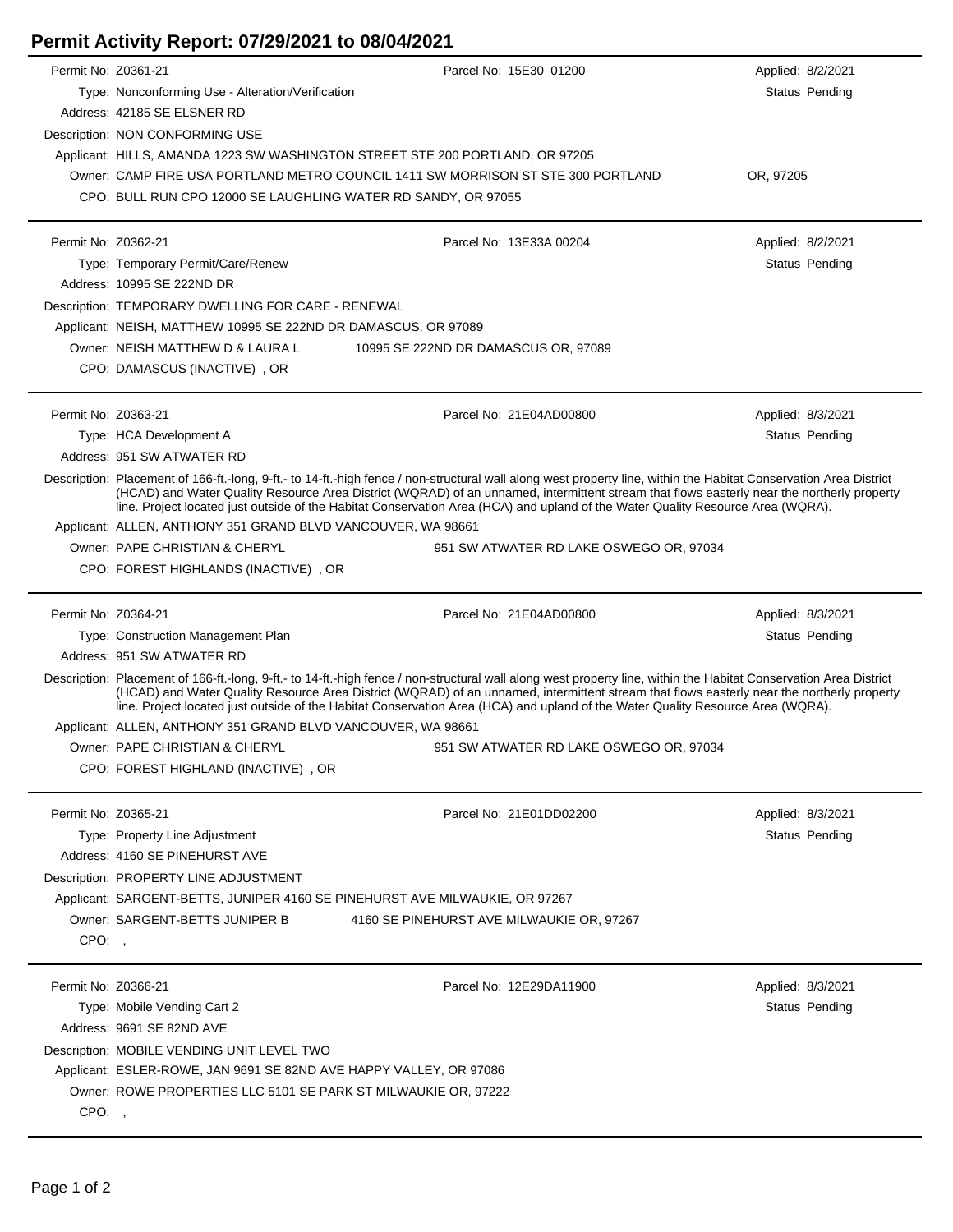# Permit Activity Report: 07/29/2021 to 08/04/2021

---

Permit No: Z0361-21 | Parcel No: 15E30 01200 | Applied: 8/2/2021

Type: Nonconforming Use - Alteration/Verification | Status Pending

Address: 42185 SE ELSNER RD

Description: NON CONFORMING USE

Applicant: HILLS, AMANDA 1223 SW WASHINGTON STREET STE 200 PORTLAND, OR 97205

Owner: CAMP FIRE USA PORTLAND METRO COUNCIL 1411 SW MORRISON ST STE 300 PORTLAND OR, 97205

CPO: BULL RUN CPO 12000 SE LAUGHLING WATER RD SANDY, OR 97055

---

Permit No: Z0362-21 | Parcel No: 13E33A 00204 | Applied: 8/2/2021

Type: Temporary Permit/Care/Renew | Status Pending

Address: 10995 SE 222ND DR

Description: TEMPORARY DWELLING FOR CARE - RENEWAL

Applicant: NEISH, MATTHEW 10995 SE 222ND DR DAMASCUS, OR 97089

Owner: NEISH MATTHEW D & LAURA L 10995 SE 222ND DR DAMASCUS OR, 97089

CPO: DAMASCUS (INACTIVE) , OR

---

Permit No: Z0363-21 | Parcel No: 21E04AD00800 | Applied: 8/3/2021

Type: HCA Development A | Status Pending

Address: 951 SW ATWATER RD

Description: Placement of 166-ft.-long, 9-ft.- to 14-ft.-high fence / non-structural wall along west property line, within the Habitat Conservation Area District (HCAD) and Water Quality Resource Area District (WQRAD) of an unnamed, intermittent stream that flows easterly near the northerly property line. Project located just outside of the Habitat Conservation Area (HCA) and upland of the Water Quality Resource Area (WQRA).

Applicant: ALLEN, ANTHONY 351 GRAND BLVD VANCOUVER, WA 98661

Owner: PAPE CHRISTIAN & CHERYL 951 SW ATWATER RD LAKE OSWEGO OR, 97034

CPO: FOREST HIGHLANDS (INACTIVE) , OR

---

Permit No: Z0364-21 | Parcel No: 21E04AD00800 | Applied: 8/3/2021

Type: Construction Management Plan | Status Pending

Address: 951 SW ATWATER RD

Description: Placement of 166-ft.-long, 9-ft.- to 14-ft.-high fence / non-structural wall along west property line, within the Habitat Conservation Area District (HCAD) and Water Quality Resource Area District (WQRAD) of an unnamed, intermittent stream that flows easterly near the northerly property line. Project located just outside of the Habitat Conservation Area (HCA) and upland of the Water Quality Resource Area (WQRA).

Applicant: ALLEN, ANTHONY 351 GRAND BLVD VANCOUVER, WA 98661

Owner: PAPE CHRISTIAN & CHERYL 951 SW ATWATER RD LAKE OSWEGO OR, 97034

CPO: FOREST HIGHLAND (INACTIVE) , OR

---

Permit No: Z0365-21 | Parcel No: 21E01DD02200 | Applied: 8/3/2021

Type: Property Line Adjustment | Status Pending

Address: 4160 SE PINEHURST AVE

Description: PROPERTY LINE ADJUSTMENT

Applicant: SARGENT-BETTS, JUNIPER 4160 SE PINEHURST AVE MILWAUKIE, OR 97267

Owner: SARGENT-BETTS JUNIPER B 4160 SE PINEHURST AVE MILWAUKIE OR, 97267

CPO: ,

---

Permit No: Z0366-21 | Parcel No: 12E29DA11900 | Applied: 8/3/2021

Type: Mobile Vending Cart 2 | Status Pending

Address: 9691 SE 82ND AVE

Description: MOBILE VENDING UNIT LEVEL TWO

Applicant: ESLER-ROWE, JAN 9691 SE 82ND AVE HAPPY VALLEY, OR 97086

Owner: ROWE PROPERTIES LLC 5101 SE PARK ST MILWAUKIE OR, 97222

CPO: ,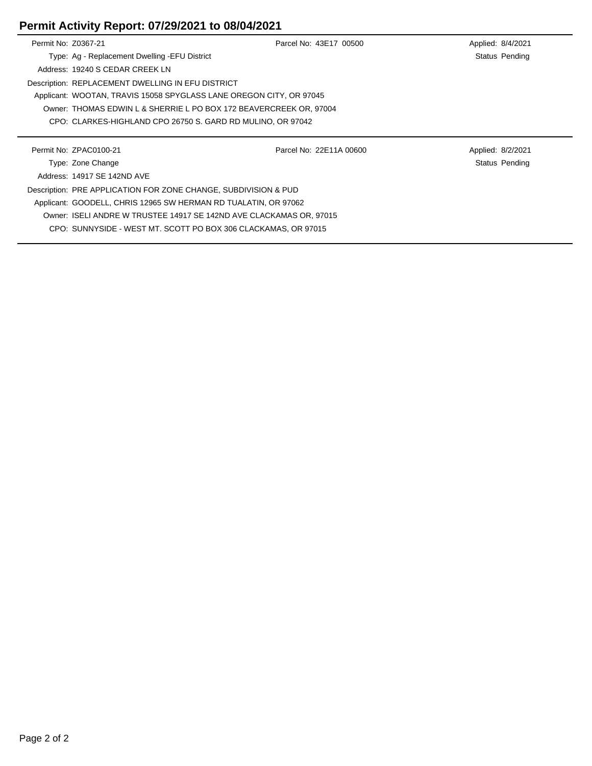# Permit Activity Report: 07/29/2021 to 08/04/2021

Permit No: Z0367-21 | Parcel No: 43E17 00500 | Applied: 8/4/2021

Type: Ag - Replacement Dwelling -EFU District | Status Pending

Address: 19240 S CEDAR CREEK LN

Description: REPLACEMENT DWELLING IN EFU DISTRICT

Applicant: WOOTAN, TRAVIS 15058 SPYGLASS LANE OREGON CITY, OR 97045

Owner: THOMAS EDWIN L & SHERRIE L PO BOX 172 BEAVERCREEK OR, 97004

CPO: CLARKES-HIGHLAND CPO 26750 S. GARD RD MULINO, OR 97042

---

Permit No: ZPAC0100-21 | Parcel No: 22E11A 00600 | Applied: 8/2/2021

Type: Zone Change | Status Pending

Address: 14917 SE 142ND AVE

Description: PRE APPLICATION FOR ZONE CHANGE, SUBDIVISION & PUD

Applicant: GOODELL, CHRIS 12965 SW HERMAN RD TUALATIN, OR 97062

Owner: ISELI ANDRE W TRUSTEE 14917 SE 142ND AVE CLACKAMAS OR, 97015

CPO: SUNNYSIDE - WEST MT. SCOTT PO BOX 306 CLACKAMAS, OR 97015